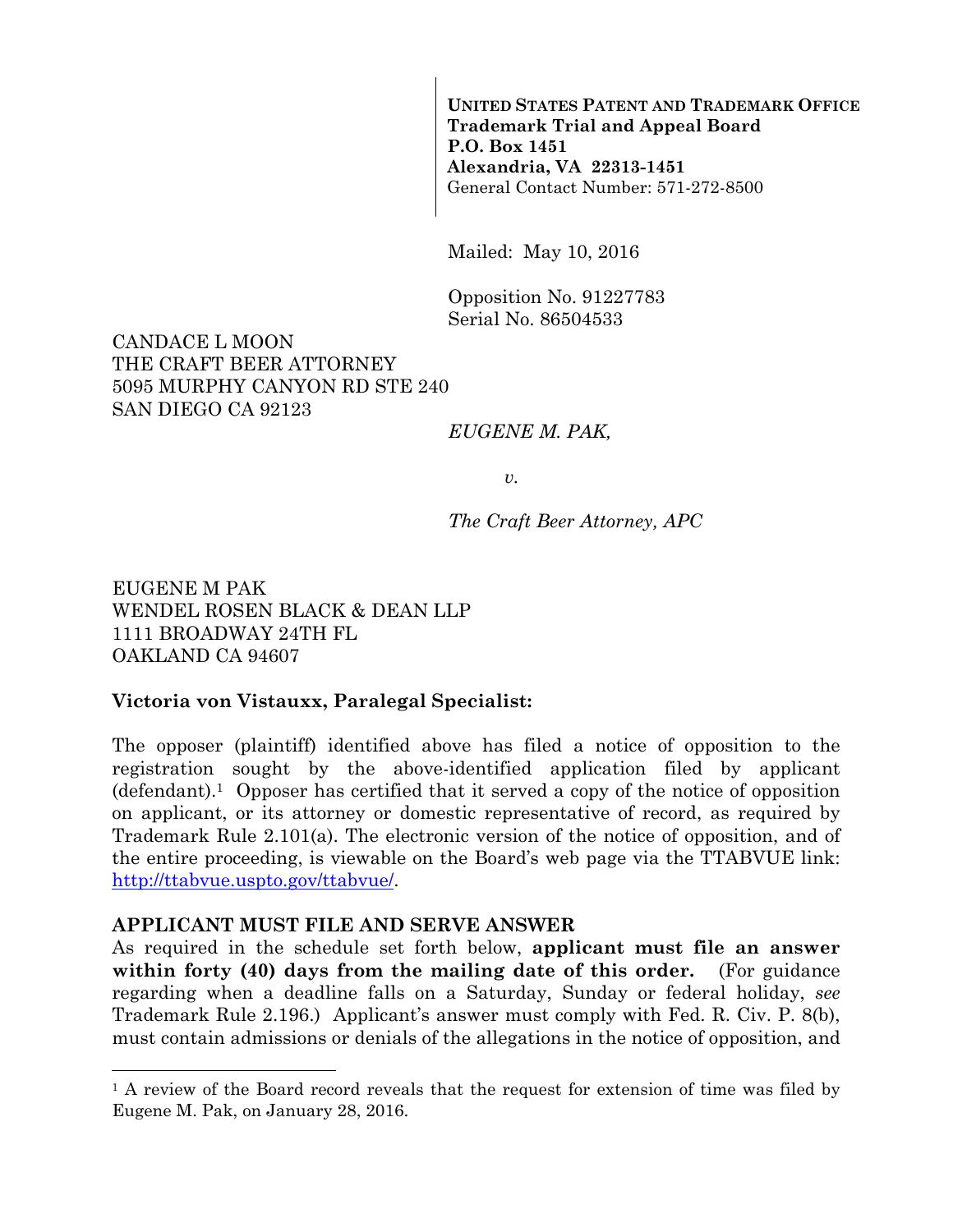**UNITED STATES PATENT AND TRADEMARK OFFICE**
**Trademark Trial and Appeal Board**
**P.O. Box 1451**
**Alexandria, VA 22313-1451**
General Contact Number: 571-272-8500

Mailed: May 10, 2016

Opposition No. 91227783
Serial No. 86504533

CANDACE L MOON
THE CRAFT BEER ATTORNEY
5095 MURPHY CANYON RD STE 240
SAN DIEGO CA 92123

*EUGENE M. PAK,*

*v.*

*The Craft Beer Attorney, APC*

EUGENE M PAK
WENDEL ROSEN BLACK & DEAN LLP
1111 BROADWAY 24TH FL
OAKLAND CA 94607

**Victoria von Vistauxx, Paralegal Specialist:**

The opposer (plaintiff) identified above has filed a notice of opposition to the registration sought by the above-identified application filed by applicant (defendant).[1] Opposer has certified that it served a copy of the notice of opposition on applicant, or its attorney or domestic representative of record, as required by Trademark Rule 2.101(a). The electronic version of the notice of opposition, and of the entire proceeding, is viewable on the Board's web page via the TTABVUE link: http://ttabvue.uspto.gov/ttabvue/.

**APPLICANT MUST FILE AND SERVE ANSWER**

As required in the schedule set forth below, **applicant must file an answer within forty (40) days from the mailing date of this order.** (For guidance regarding when a deadline falls on a Saturday, Sunday or federal holiday, *see* Trademark Rule 2.196.) Applicant's answer must comply with Fed. R. Civ. P. 8(b), must contain admissions or denials of the allegations in the notice of opposition, and

[1] A review of the Board record reveals that the request for extension of time was filed by Eugene M. Pak, on January 28, 2016.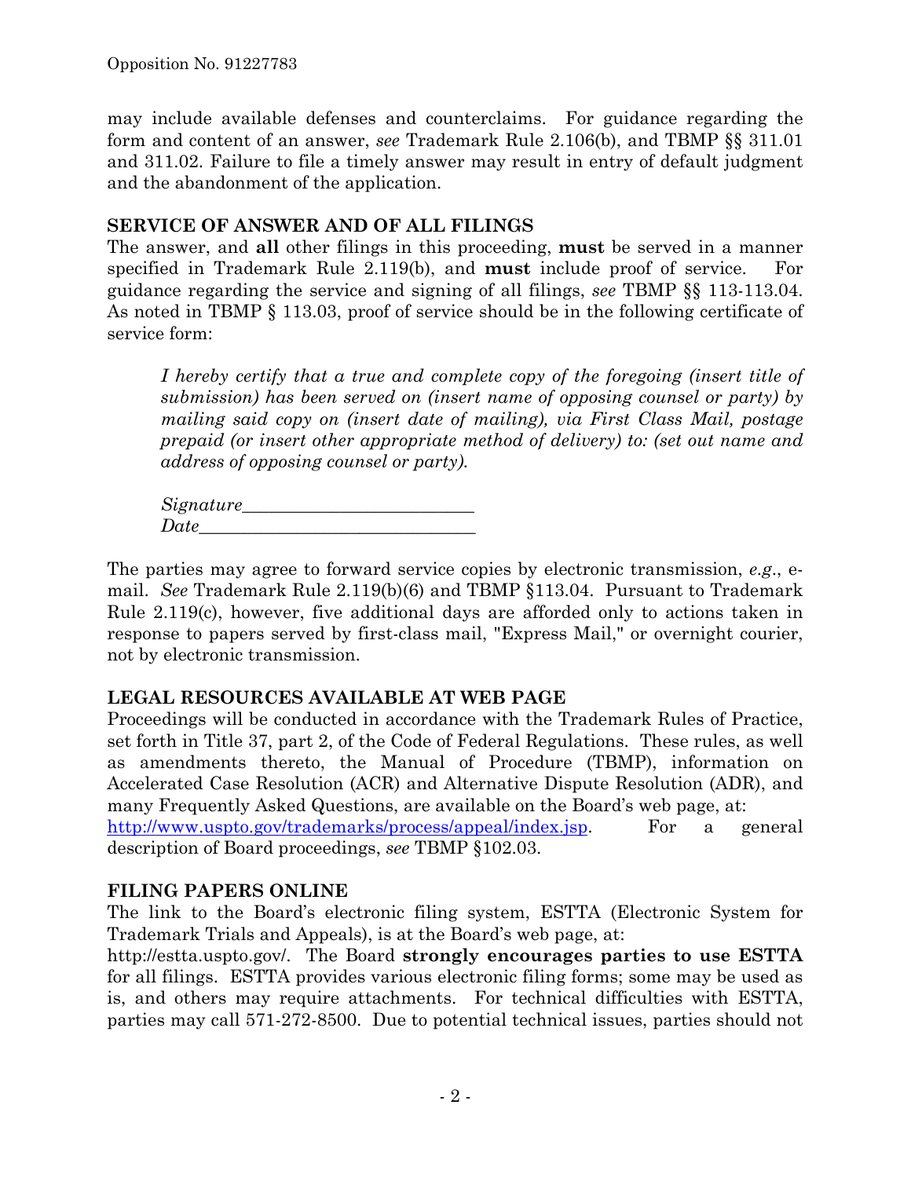may include available defenses and counterclaims. For guidance regarding the form and content of an answer, *see* Trademark Rule 2.106(b), and TBMP §§ 311.01 and 311.02. Failure to file a timely answer may result in entry of default judgment and the abandonment of the application.

## SERVICE OF ANSWER AND OF ALL FILINGS

The answer, and **all** other filings in this proceeding, **must** be served in a manner specified in Trademark Rule 2.119(b), and **must** include proof of service. For guidance regarding the service and signing of all filings, *see* TBMP §§ 113-113.04. As noted in TBMP § 113.03, proof of service should be in the following certificate of service form:

> *I hereby certify that a true and complete copy of the foregoing (insert title of submission) has been served on (insert name of opposing counsel or party) by mailing said copy on (insert date of mailing), via First Class Mail, postage prepaid (or insert other appropriate method of delivery) to: (set out name and address of opposing counsel or party).*
>
> *Signature*__________________________
> *Date*_______________________________

The parties may agree to forward service copies by electronic transmission, *e.g.*, e-mail. *See* Trademark Rule 2.119(b)(6) and TBMP §113.04. Pursuant to Trademark Rule 2.119(c), however, five additional days are afforded only to actions taken in response to papers served by first-class mail, "Express Mail," or overnight courier, not by electronic transmission.

## LEGAL RESOURCES AVAILABLE AT WEB PAGE

Proceedings will be conducted in accordance with the Trademark Rules of Practice, set forth in Title 37, part 2, of the Code of Federal Regulations. These rules, as well as amendments thereto, the Manual of Procedure (TBMP), information on Accelerated Case Resolution (ACR) and Alternative Dispute Resolution (ADR), and many Frequently Asked Questions, are available on the Board's web page, at: http://www.uspto.gov/trademarks/process/appeal/index.jsp. For a general description of Board proceedings, *see* TBMP §102.03.

## FILING PAPERS ONLINE

The link to the Board's electronic filing system, ESTTA (Electronic System for Trademark Trials and Appeals), is at the Board's web page, at: http://estta.uspto.gov/. The Board **strongly encourages parties to use ESTTA** for all filings. ESTTA provides various electronic filing forms; some may be used as is, and others may require attachments. For technical difficulties with ESTTA, parties may call 571-272-8500. Due to potential technical issues, parties should not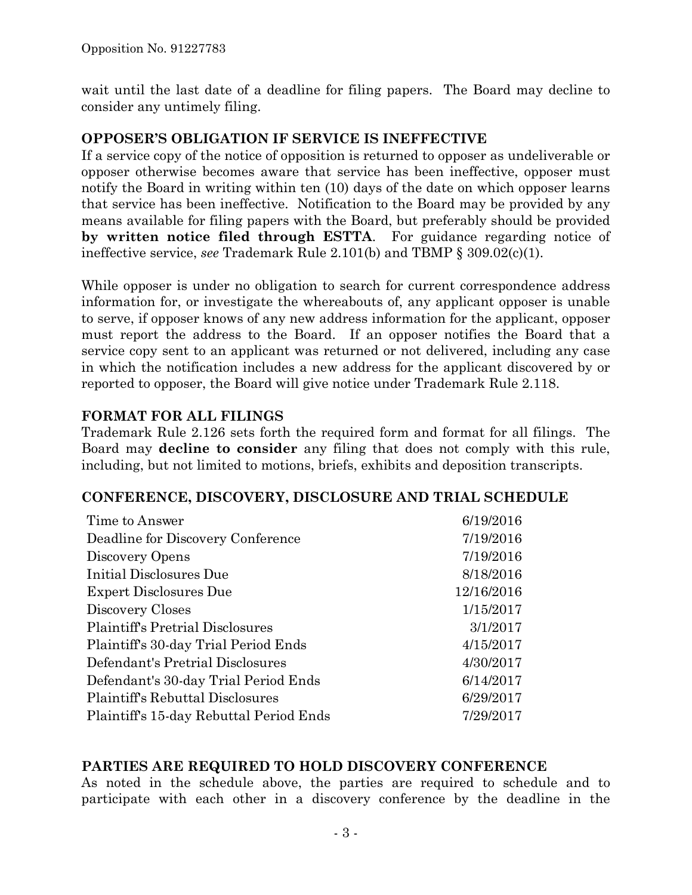wait until the last date of a deadline for filing papers. The Board may decline to consider any untimely filing.

## OPPOSER'S OBLIGATION IF SERVICE IS INEFFECTIVE

If a service copy of the notice of opposition is returned to opposer as undeliverable or opposer otherwise becomes aware that service has been ineffective, opposer must notify the Board in writing within ten (10) days of the date on which opposer learns that service has been ineffective. Notification to the Board may be provided by any means available for filing papers with the Board, but preferably should be provided **by written notice filed through ESTTA**. For guidance regarding notice of ineffective service, *see* Trademark Rule 2.101(b) and TBMP § 309.02(c)(1).

While opposer is under no obligation to search for current correspondence address information for, or investigate the whereabouts of, any applicant opposer is unable to serve, if opposer knows of any new address information for the applicant, opposer must report the address to the Board. If an opposer notifies the Board that a service copy sent to an applicant was returned or not delivered, including any case in which the notification includes a new address for the applicant discovered by or reported to opposer, the Board will give notice under Trademark Rule 2.118.

## FORMAT FOR ALL FILINGS

Trademark Rule 2.126 sets forth the required form and format for all filings. The Board may **decline to consider** any filing that does not comply with this rule, including, but not limited to motions, briefs, exhibits and deposition transcripts.

## CONFERENCE, DISCOVERY, DISCLOSURE AND TRIAL SCHEDULE

| | |
|---|---|
| Time to Answer | 6/19/2016 |
| Deadline for Discovery Conference | 7/19/2016 |
| Discovery Opens | 7/19/2016 |
| Initial Disclosures Due | 8/18/2016 |
| Expert Disclosures Due | 12/16/2016 |
| Discovery Closes | 1/15/2017 |
| Plaintiff's Pretrial Disclosures | 3/1/2017 |
| Plaintiff's 30-day Trial Period Ends | 4/15/2017 |
| Defendant's Pretrial Disclosures | 4/30/2017 |
| Defendant's 30-day Trial Period Ends | 6/14/2017 |
| Plaintiff's Rebuttal Disclosures | 6/29/2017 |
| Plaintiff's 15-day Rebuttal Period Ends | 7/29/2017 |

## PARTIES ARE REQUIRED TO HOLD DISCOVERY CONFERENCE

As noted in the schedule above, the parties are required to schedule and to participate with each other in a discovery conference by the deadline in the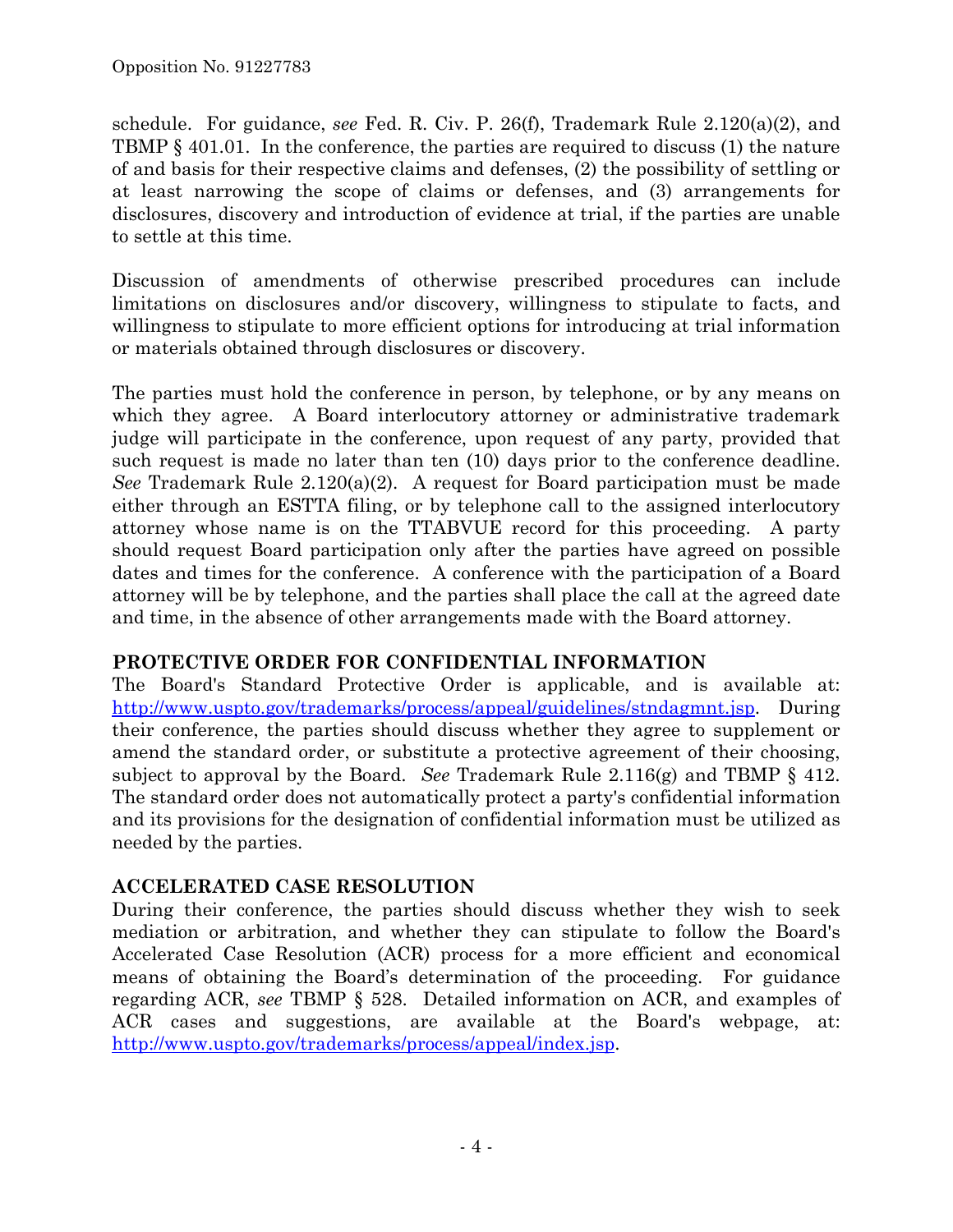schedule. For guidance, *see* Fed. R. Civ. P. 26(f), Trademark Rule 2.120(a)(2), and TBMP § 401.01. In the conference, the parties are required to discuss (1) the nature of and basis for their respective claims and defenses, (2) the possibility of settling or at least narrowing the scope of claims or defenses, and (3) arrangements for disclosures, discovery and introduction of evidence at trial, if the parties are unable to settle at this time.

Discussion of amendments of otherwise prescribed procedures can include limitations on disclosures and/or discovery, willingness to stipulate to facts, and willingness to stipulate to more efficient options for introducing at trial information or materials obtained through disclosures or discovery.

The parties must hold the conference in person, by telephone, or by any means on which they agree. A Board interlocutory attorney or administrative trademark judge will participate in the conference, upon request of any party, provided that such request is made no later than ten (10) days prior to the conference deadline. *See* Trademark Rule 2.120(a)(2). A request for Board participation must be made either through an ESTTA filing, or by telephone call to the assigned interlocutory attorney whose name is on the TTABVUE record for this proceeding. A party should request Board participation only after the parties have agreed on possible dates and times for the conference. A conference with the participation of a Board attorney will be by telephone, and the parties shall place the call at the agreed date and time, in the absence of other arrangements made with the Board attorney.

**PROTECTIVE ORDER FOR CONFIDENTIAL INFORMATION**

The Board's Standard Protective Order is applicable, and is available at: http://www.uspto.gov/trademarks/process/appeal/guidelines/stndagmnt.jsp. During their conference, the parties should discuss whether they agree to supplement or amend the standard order, or substitute a protective agreement of their choosing, subject to approval by the Board. *See* Trademark Rule 2.116(g) and TBMP § 412. The standard order does not automatically protect a party's confidential information and its provisions for the designation of confidential information must be utilized as needed by the parties.

**ACCELERATED CASE RESOLUTION**

During their conference, the parties should discuss whether they wish to seek mediation or arbitration, and whether they can stipulate to follow the Board's Accelerated Case Resolution (ACR) process for a more efficient and economical means of obtaining the Board's determination of the proceeding. For guidance regarding ACR, *see* TBMP § 528. Detailed information on ACR, and examples of ACR cases and suggestions, are available at the Board's webpage, at: http://www.uspto.gov/trademarks/process/appeal/index.jsp.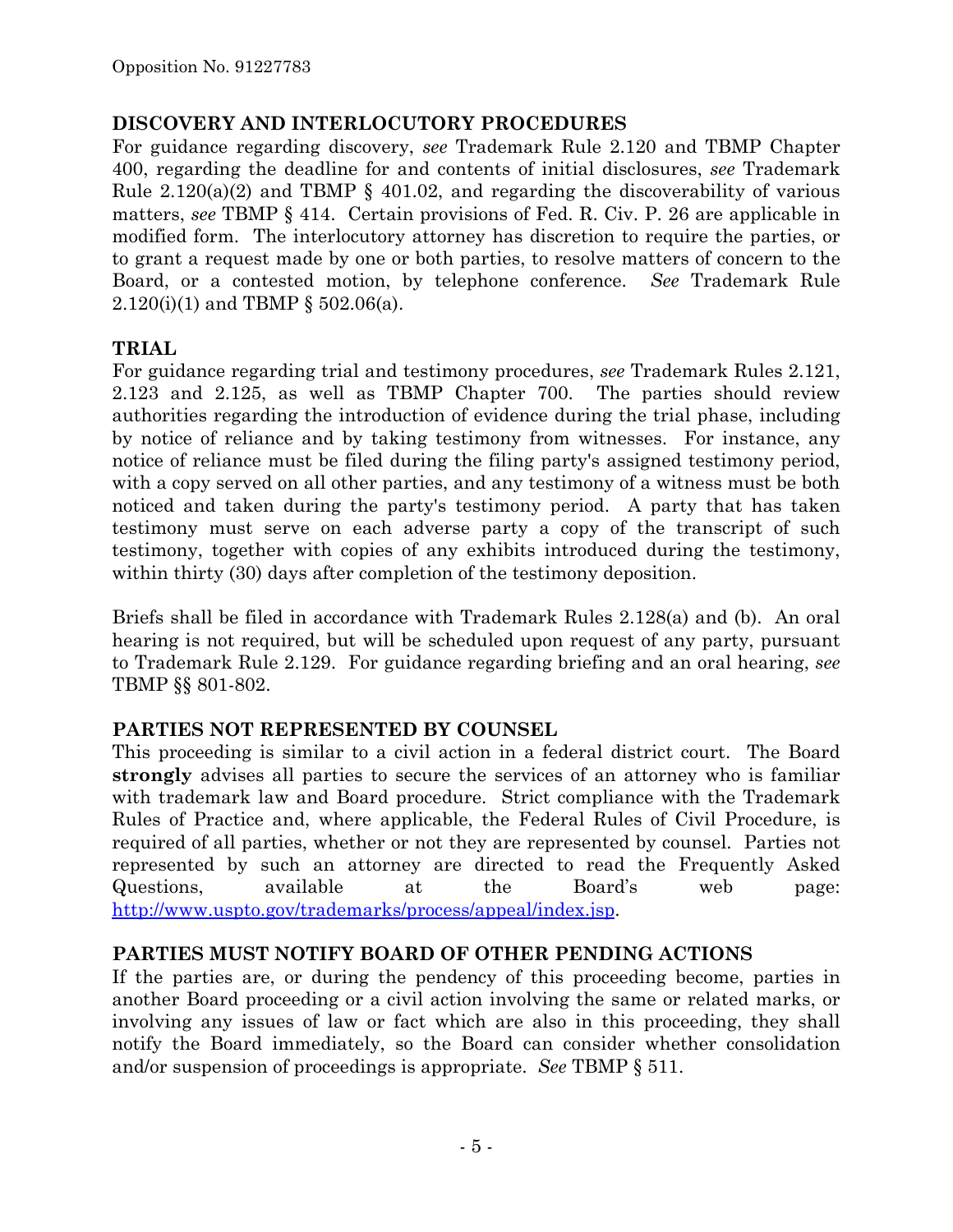## DISCOVERY AND INTERLOCUTORY PROCEDURES

For guidance regarding discovery, *see* Trademark Rule 2.120 and TBMP Chapter 400, regarding the deadline for and contents of initial disclosures, *see* Trademark Rule 2.120(a)(2) and TBMP § 401.02, and regarding the discoverability of various matters, *see* TBMP § 414. Certain provisions of Fed. R. Civ. P. 26 are applicable in modified form. The interlocutory attorney has discretion to require the parties, or to grant a request made by one or both parties, to resolve matters of concern to the Board, or a contested motion, by telephone conference. *See* Trademark Rule 2.120(i)(1) and TBMP § 502.06(a).

## TRIAL

For guidance regarding trial and testimony procedures, *see* Trademark Rules 2.121, 2.123 and 2.125, as well as TBMP Chapter 700. The parties should review authorities regarding the introduction of evidence during the trial phase, including by notice of reliance and by taking testimony from witnesses. For instance, any notice of reliance must be filed during the filing party's assigned testimony period, with a copy served on all other parties, and any testimony of a witness must be both noticed and taken during the party's testimony period. A party that has taken testimony must serve on each adverse party a copy of the transcript of such testimony, together with copies of any exhibits introduced during the testimony, within thirty (30) days after completion of the testimony deposition.

Briefs shall be filed in accordance with Trademark Rules 2.128(a) and (b). An oral hearing is not required, but will be scheduled upon request of any party, pursuant to Trademark Rule 2.129. For guidance regarding briefing and an oral hearing, *see* TBMP §§ 801-802.

## PARTIES NOT REPRESENTED BY COUNSEL

This proceeding is similar to a civil action in a federal district court. The Board **strongly** advises all parties to secure the services of an attorney who is familiar with trademark law and Board procedure. Strict compliance with the Trademark Rules of Practice and, where applicable, the Federal Rules of Civil Procedure, is required of all parties, whether or not they are represented by counsel. Parties not represented by such an attorney are directed to read the Frequently Asked Questions, available at the Board's web page: [http://www.uspto.gov/trademarks/process/appeal/index.jsp](http://www.uspto.gov/trademarks/process/appeal/index.jsp).

## PARTIES MUST NOTIFY BOARD OF OTHER PENDING ACTIONS

If the parties are, or during the pendency of this proceeding become, parties in another Board proceeding or a civil action involving the same or related marks, or involving any issues of law or fact which are also in this proceeding, they shall notify the Board immediately, so the Board can consider whether consolidation and/or suspension of proceedings is appropriate. *See* TBMP § 511.